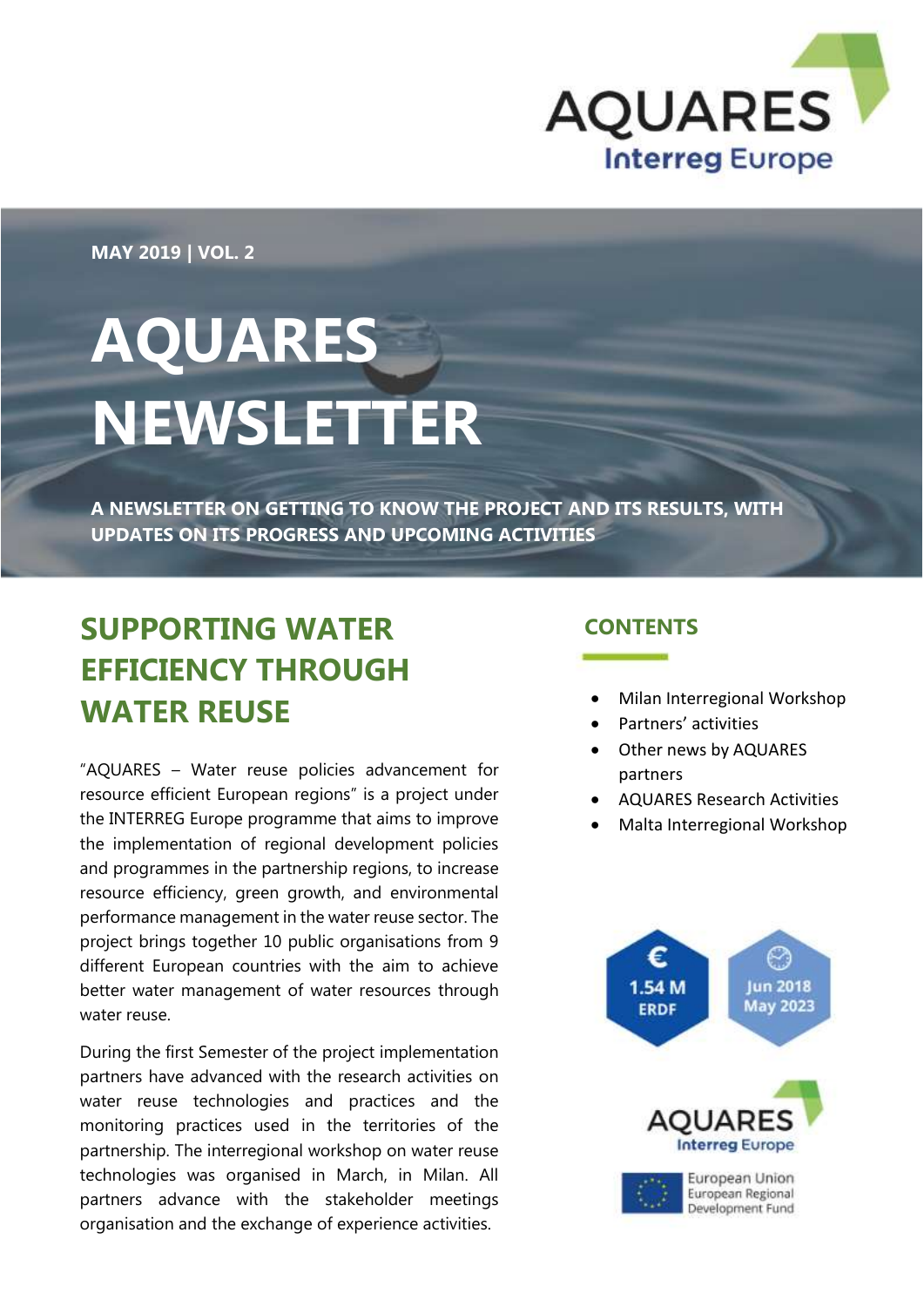MAY 2019 | VOL. 2

# AQUARES NEWSLETTER

**A NEWSLETTER ON GETTING TO KNOW THE PROJECT AND ITS RESULTS, WITH UPDATES ON ITS PROGRESS AND UPCOMING ACTIVITIES**

## SUPPORTING WATER EFFICIENCY THROUGH WATER REUSE

"AQUARES – Water reuse policies advancement for resource efficient European regions" is a project under the INTERREG Europe programme that aims to improve the implementation of regional development policies and programmes in the partnership regions, to increase resource efficiency, green growth, and environmental performance management in the water reuse sector. The project brings together 10 public organisations from 9 different European countries with the aim to achieve better water management of water resources through water reuse.

During the first Semester of the project implementation partners have advanced with the research activities on water reuse technologies and practices and the monitoring practices used in the territories of the partnership. The interregional workshop on water reuse technologies was organised in March, in Milan. All partners advance with the stakeholder meetings organisation and the exchange of experience activities.

## CONTENTS

- Milan Interregional Workshop
- Partners' activities
- Other news by AQUARES partners
- AQUARES Research Activities
- Malta Interregional Workshop

1.54 M ERDF

Jun 2018 May 2023

AQUARES Interreg Europe

European Union European Regional Development Fund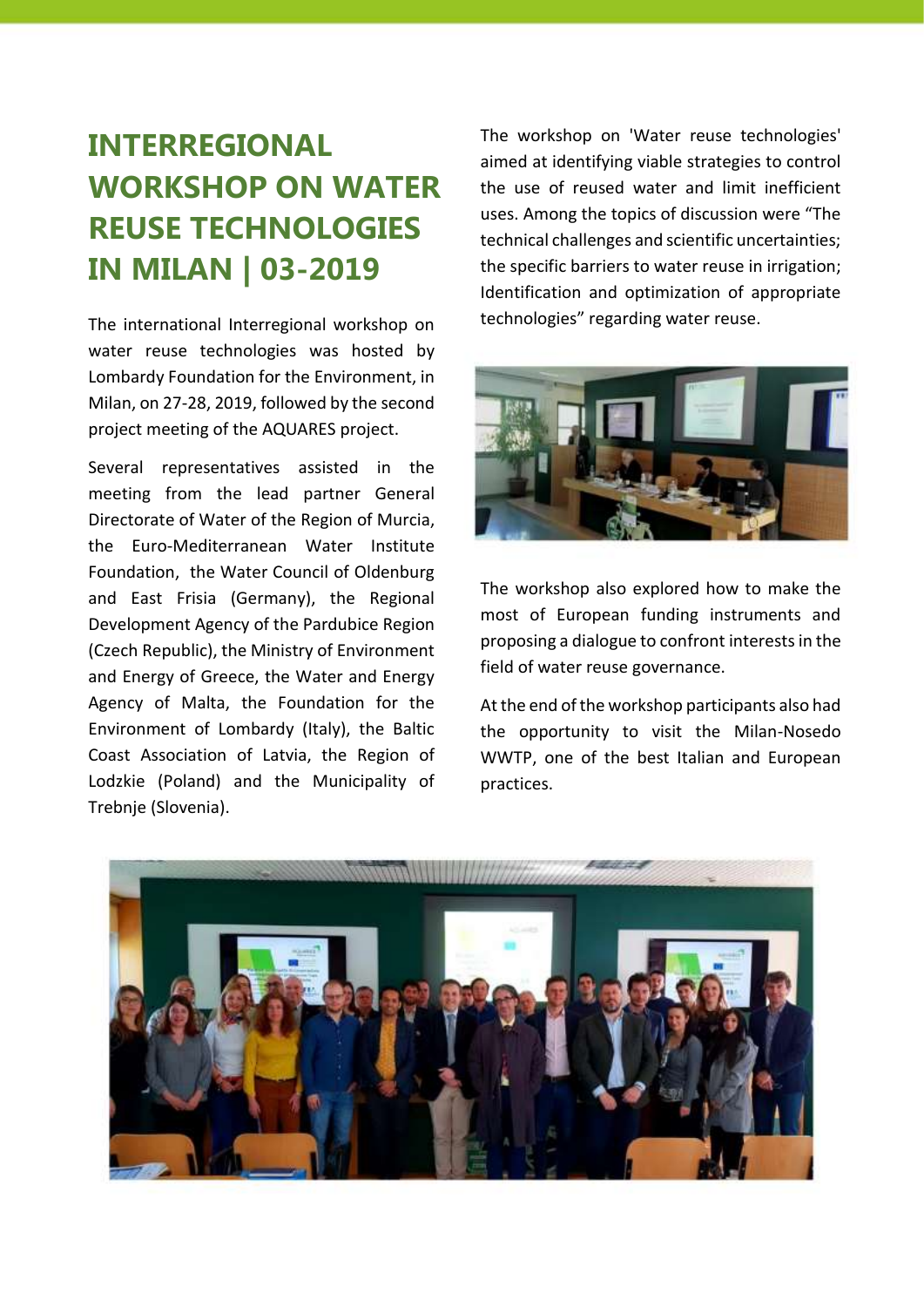# INTERREGIONAL WORKSHOP ON WATER REUSE TECHNOLOGIES IN MILAN | 03-2019

The international Interregional workshop on water reuse technologies was hosted by Lombardy Foundation for the Environment, in Milan, on 27-28, 2019, followed by the second project meeting of the AQUARES project.

Several representatives assisted in the meeting from the lead partner General Directorate of Water of the Region of Murcia, the Euro-Mediterranean Water Institute Foundation, the Water Council of Oldenburg and East Frisia (Germany), the Regional Development Agency of the Pardubice Region (Czech Republic), the Ministry of Environment and Energy of Greece, the Water and Energy Agency of Malta, the Foundation for the Environment of Lombardy (Italy), the Baltic Coast Association of Latvia, the Region of Lodzkie (Poland) and the Municipality of Trebnje (Slovenia).

The workshop on 'Water reuse technologies' aimed at identifying viable strategies to control the use of reused water and limit inefficient uses. Among the topics of discussion were "The technical challenges and scientific uncertainties; the specific barriers to water reuse in irrigation; Identification and optimization of appropriate technologies" regarding water reuse.

The workshop also explored how to make the most of European funding instruments and proposing a dialogue to confront interests in the field of water reuse governance.

At the end of the workshop participants also had the opportunity to visit the Milan-Nosedo WWTP, one of the best Italian and European practices.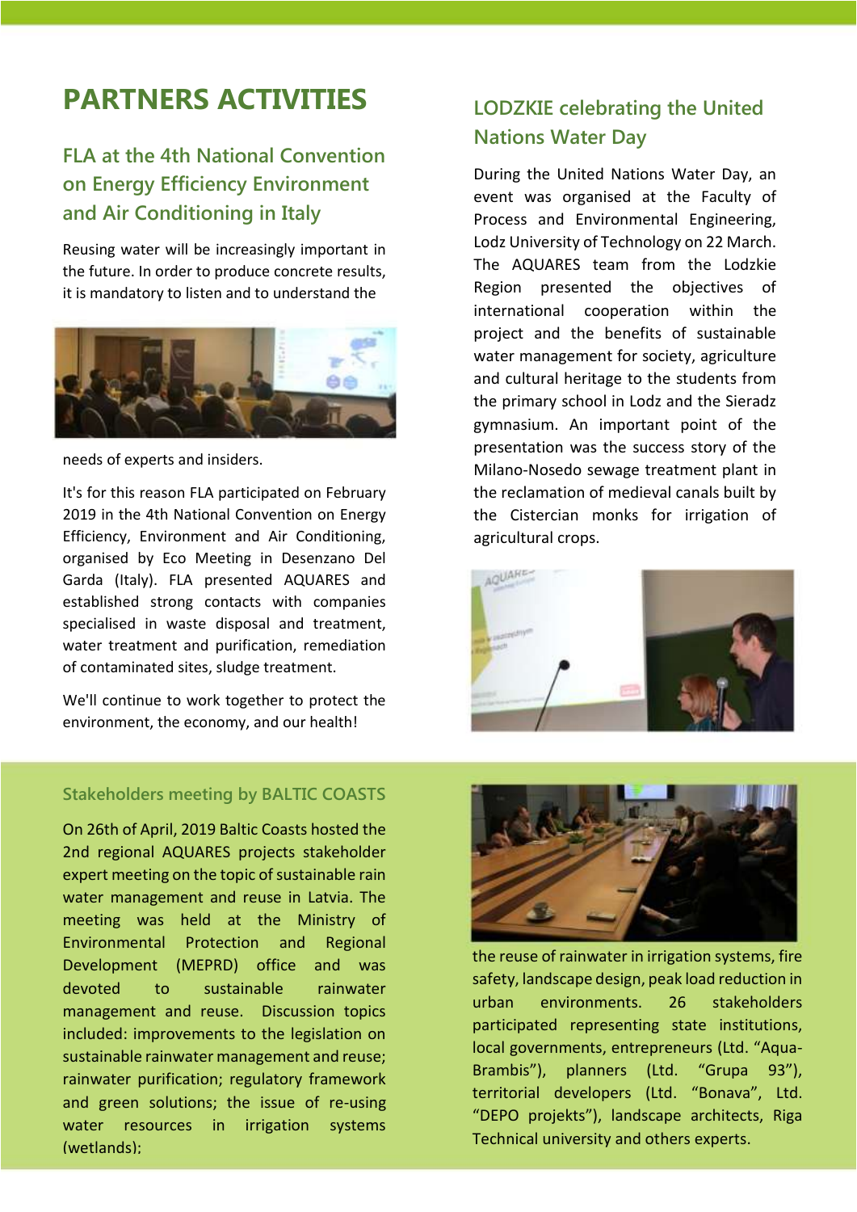# PARTNERS ACTIVITIES

## FLA at the 4th National Convention on Energy Efficiency Environment and Air Conditioning in Italy

Reusing water will be increasingly important in the future. In order to produce concrete results, it is mandatory to listen and to understand the needs of experts and insiders.

It's for this reason FLA participated on February 2019 in the 4th National Convention on Energy Efficiency, Environment and Air Conditioning, organised by Eco Meeting in Desenzano Del Garda (Italy). FLA presented AQUARES and established strong contacts with companies specialised in waste disposal and treatment, water treatment and purification, remediation of contaminated sites, sludge treatment.

We'll continue to work together to protect the environment, the economy, and our health!

## LODZKIE celebrating the United Nations Water Day

During the United Nations Water Day, an event was organised at the Faculty of Process and Environmental Engineering, Lodz University of Technology on 22 March. The AQUARES team from the Lodzkie Region presented the objectives of international cooperation within the project and the benefits of sustainable water management for society, agriculture and cultural heritage to the students from the primary school in Lodz and the Sieradz gymnasium. An important point of the presentation was the success story of the Milano-Nosedo sewage treatment plant in the reclamation of medieval canals built by the Cistercian monks for irrigation of agricultural crops.

### Stakeholders meeting by BALTIC COASTS

On 26th of April, 2019 Baltic Coasts hosted the 2nd regional AQUARES projects stakeholder expert meeting on the topic of sustainable rain water management and reuse in Latvia. The meeting was held at the Ministry of Environmental Protection and Regional Development (MEPRD) office and was devoted to sustainable rainwater management and reuse. Discussion topics included: improvements to the legislation on sustainable rainwater management and reuse; rainwater purification; regulatory framework and green solutions; the issue of re-using water resources in irrigation systems (wetlands); the reuse of rainwater in irrigation systems, fire safety, landscape design, peak load reduction in urban environments. 26 stakeholders participated representing state institutions, local governments, entrepreneurs (Ltd. "Aqua-Brambis"), planners (Ltd. "Grupa 93"), territorial developers (Ltd. "Bonava", Ltd. "DEPO projekts"), landscape architects, Riga Technical university and others experts.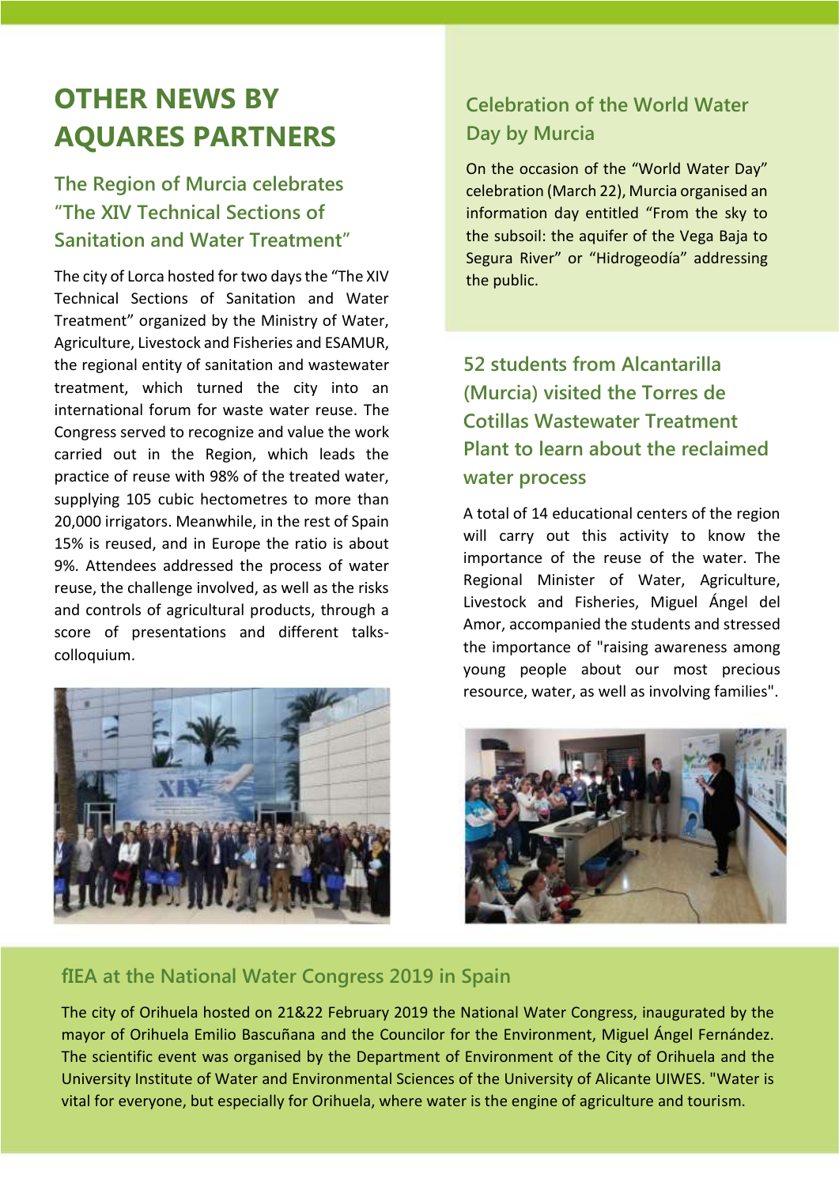# OTHER NEWS BY AQUARES PARTNERS

## The Region of Murcia celebrates "The XIV Technical Sections of Sanitation and Water Treatment"

The city of Lorca hosted for two days the "The XIV Technical Sections of Sanitation and Water Treatment" organized by the Ministry of Water, Agriculture, Livestock and Fisheries and ESAMUR, the regional entity of sanitation and wastewater treatment, which turned the city into an international forum for waste water reuse. The Congress served to recognize and value the work carried out in the Region, which leads the practice of reuse with 98% of the treated water, supplying 105 cubic hectometres to more than 20,000 irrigators. Meanwhile, in the rest of Spain 15% is reused, and in Europe the ratio is about 9%. Attendees addressed the process of water reuse, the challenge involved, as well as the risks and controls of agricultural products, through a score of presentations and different talks-colloquium.

## Celebration of the World Water Day by Murcia

On the occasion of the "World Water Day" celebration (March 22), Murcia organised an information day entitled "From the sky to the subsoil: the aquifer of the Vega Baja to Segura River" or "Hidrogeodía" addressing the public.

## 52 students from Alcantarilla (Murcia) visited the Torres de Cotillas Wastewater Treatment Plant to learn about the reclaimed water process

A total of 14 educational centers of the region will carry out this activity to know the importance of the reuse of the water. The Regional Minister of Water, Agriculture, Livestock and Fisheries, Miguel Ángel del Amor, accompanied the students and stressed the importance of "raising awareness among young people about our most precious resource, water, as well as involving families".

## fIEA at the National Water Congress 2019 in Spain

The city of Orihuela hosted on 21&22 February 2019 the National Water Congress, inaugurated by the mayor of Orihuela Emilio Bascuñana and the Councilor for the Environment, Miguel Ángel Fernández. The scientific event was organised by the Department of Environment of the City of Orihuela and the University Institute of Water and Environmental Sciences of the University of Alicante UIWES. "Water is vital for everyone, but especially for Orihuela, where water is the engine of agriculture and tourism.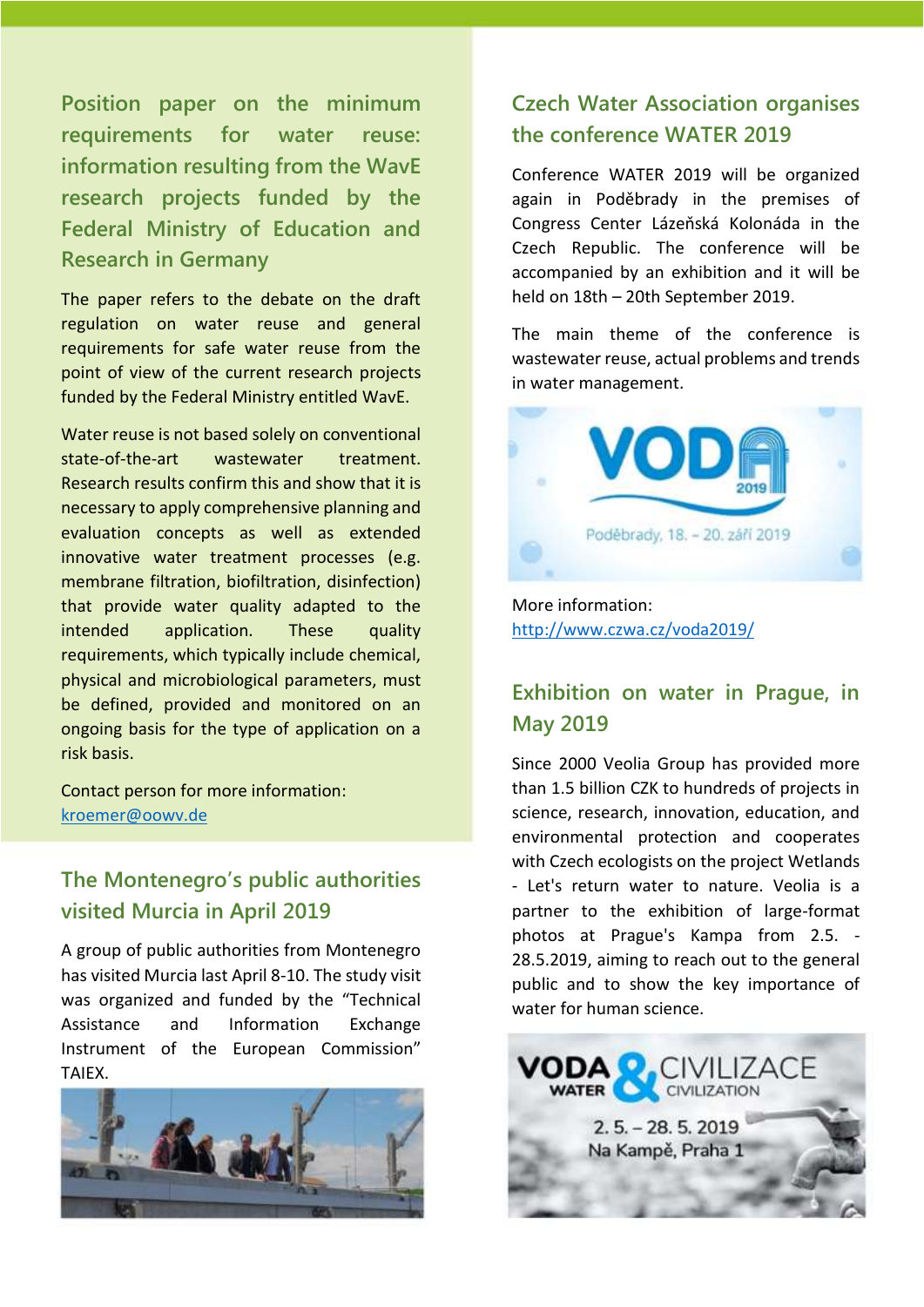## Position paper on the minimum requirements for water reuse: information resulting from the WavE research projects funded by the Federal Ministry of Education and Research in Germany

The paper refers to the debate on the draft regulation on water reuse and general requirements for safe water reuse from the point of view of the current research projects funded by the Federal Ministry entitled WavE.

Water reuse is not based solely on conventional state-of-the-art wastewater treatment. Research results confirm this and show that it is necessary to apply comprehensive planning and evaluation concepts as well as extended innovative water treatment processes (e.g. membrane filtration, biofiltration, disinfection) that provide water quality adapted to the intended application. These quality requirements, which typically include chemical, physical and microbiological parameters, must be defined, provided and monitored on an ongoing basis for the type of application on a risk basis.

Contact person for more information:
kroemer@oowv.de

## The Montenegro's public authorities visited Murcia in April 2019

A group of public authorities from Montenegro has visited Murcia last April 8-10. The study visit was organized and funded by the "Technical Assistance and Information Exchange Instrument of the European Commission" TAIEX.

## Czech Water Association organises the conference WATER 2019

Conference WATER 2019 will be organized again in Poděbrady in the premises of Congress Center Lázeňská Kolonáda in the Czech Republic. The conference will be accompanied by an exhibition and it will be held on 18th – 20th September 2019.

The main theme of the conference is wastewater reuse, actual problems and trends in water management.

VODA 2019
Poděbrady, 18. – 20. září 2019

More information:
http://www.czwa.cz/voda2019/

## Exhibition on water in Prague, in May 2019

Since 2000 Veolia Group has provided more than 1.5 billion CZK to hundreds of projects in science, research, innovation, education, and environmental protection and cooperates with Czech ecologists on the project Wetlands - Let's return water to nature. Veolia is a partner to the exhibition of large-format photos at Prague's Kampa from 2.5. - 28.5.2019, aiming to reach out to the general public and to show the key importance of water for human science.

VODA & CIVILIZACE
WATER CIVILIZATION
2. 5. – 28. 5. 2019
Na Kampě, Praha 1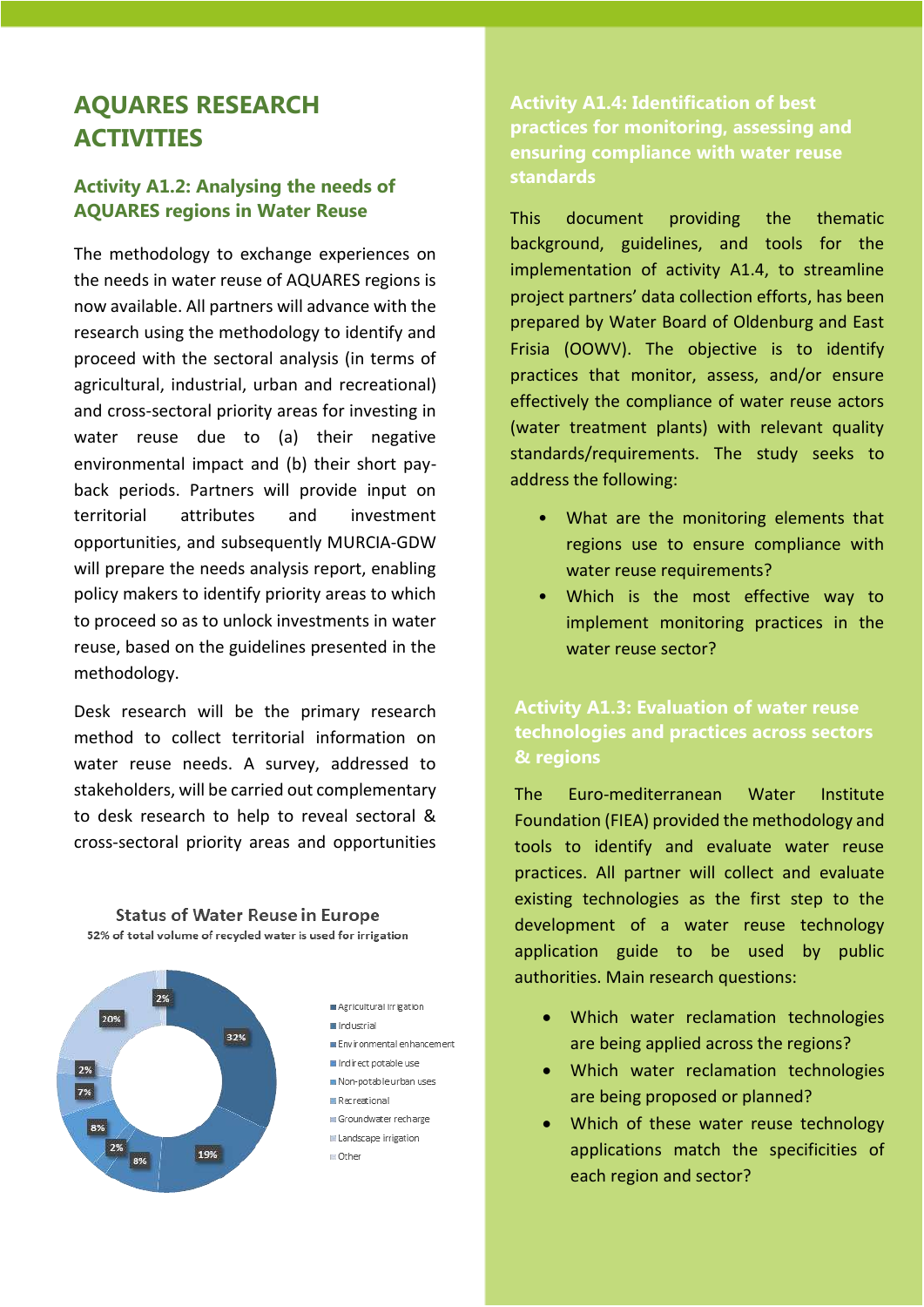# AQUARES RESEARCH ACTIVITIES

## Activity A1.2: Analysing the needs of AQUARES regions in Water Reuse

The methodology to exchange experiences on the needs in water reuse of AQUARES regions is now available. All partners will advance with the research using the methodology to identify and proceed with the sectoral analysis (in terms of agricultural, industrial, urban and recreational) and cross-sectoral priority areas for investing in water reuse due to (a) their negative environmental impact and (b) their short pay-back periods. Partners will provide input on territorial attributes and investment opportunities, and subsequently MURCIA-GDW will prepare the needs analysis report, enabling policy makers to identify priority areas to which to proceed so as to unlock investments in water reuse, based on the guidelines presented in the methodology.

Desk research will be the primary research method to collect territorial information on water reuse needs. A survey, addressed to stakeholders, will be carried out complementary to desk research to help to reveal sectoral & cross-sectoral priority areas and opportunities

**Status of Water Reuse in Europe**

52% of total volume of recycled water is used for irrigation

| Use | Share |
|---|---|
| Agricultural irrigation | 32% |
| Industrial | 19% |
| Environmental enhancement | 8% |
| Indirect potable use | 2% |
| Non-potable urban uses | 8% |
| Recreational | 7% |
| Groundwater recharge | 2% |
| Landscape irrigation | 20% |
| Other | 2% |

## Activity A1.4: Identification of best practices for monitoring, assessing and ensuring compliance with water reuse standards

This document providing the thematic background, guidelines, and tools for the implementation of activity A1.4, to streamline project partners' data collection efforts, has been prepared by Water Board of Oldenburg and East Frisia (OOWV). The objective is to identify practices that monitor, assess, and/or ensure effectively the compliance of water reuse actors (water treatment plants) with relevant quality standards/requirements. The study seeks to address the following:

- What are the monitoring elements that regions use to ensure compliance with water reuse requirements?
- Which is the most effective way to implement monitoring practices in the water reuse sector?

## Activity A1.3: Evaluation of water reuse technologies and practices across sectors & regions

The Euro-mediterranean Water Institute Foundation (FIEA) provided the methodology and tools to identify and evaluate water reuse practices. All partner will collect and evaluate existing technologies as the first step to the development of a water reuse technology application guide to be used by public authorities. Main research questions:

- Which water reclamation technologies are being applied across the regions?
- Which water reclamation technologies are being proposed or planned?
- Which of these water reuse technology applications match the specificities of each region and sector?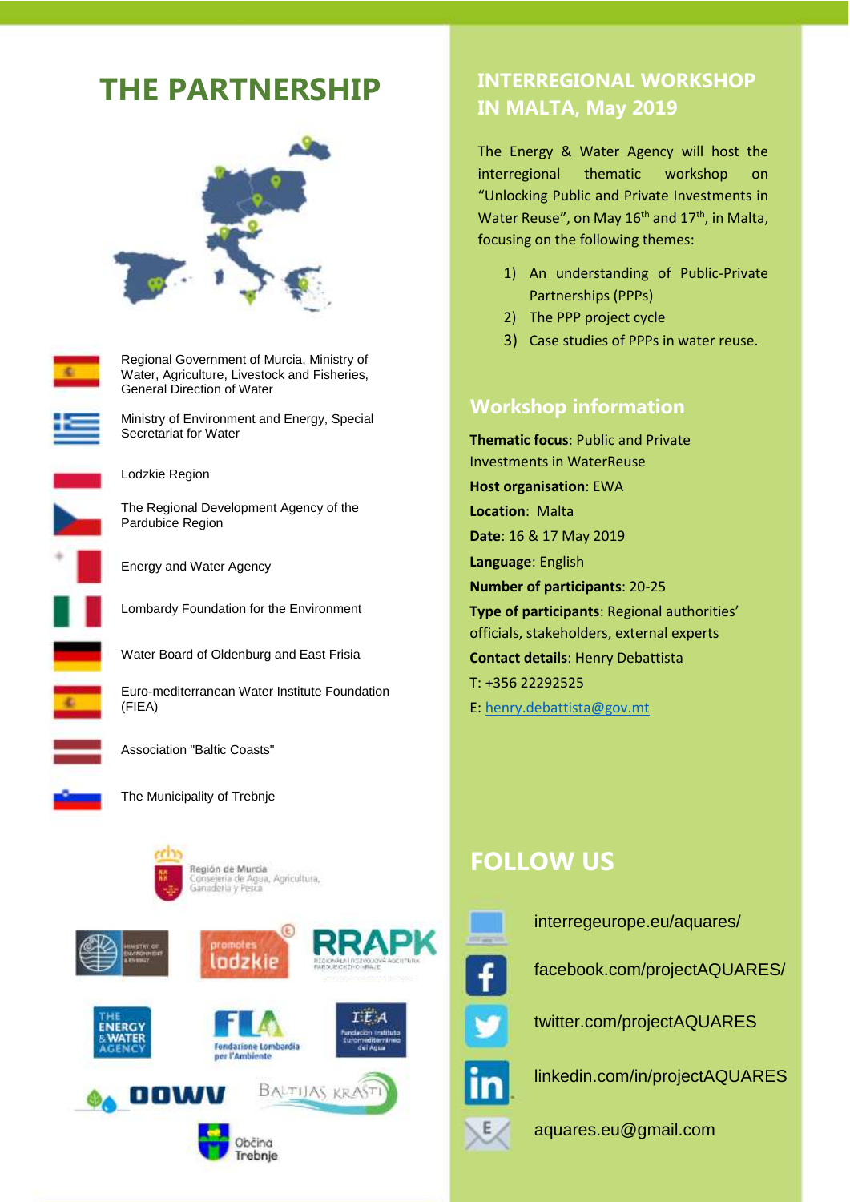# THE PARTNERSHIP

- Regional Government of Murcia, Ministry of Water, Agriculture, Livestock and Fisheries, General Direction of Water
- Ministry of Environment and Energy, Special Secretariat for Water
- Lodzkie Region
- The Regional Development Agency of the Pardubice Region
- Energy and Water Agency
- Lombardy Foundation for the Environment
- Water Board of Oldenburg and East Frisia
- Euro-mediterranean Water Institute Foundation (FIEA)
- Association "Baltic Coasts"
- The Municipality of Trebnje

## INTERREGIONAL WORKSHOP IN MALTA, May 2019

The Energy & Water Agency will host the interregional thematic workshop on "Unlocking Public and Private Investments in Water Reuse", on May 16th and 17th, in Malta, focusing on the following themes:

1) An understanding of Public-Private Partnerships (PPPs)
2) The PPP project cycle
3) Case studies of PPPs in water reuse.

## Workshop information

**Thematic focus**: Public and Private Investments in WaterReuse
**Host organisation**: EWA
**Location**: Malta
**Date**: 16 & 17 May 2019
**Language**: English
**Number of participants**: 20-25
**Type of participants**: Regional authorities' officials, stakeholders, external experts
**Contact details**: Henry Debattista
T: +356 22292525
E: henry.debattista@gov.mt

## FOLLOW US

interregeurope.eu/aquares/
facebook.com/projectAQUARES/
twitter.com/projectAQUARES
linkedin.com/in/projectAQUARES
aquares.eu@gmail.com